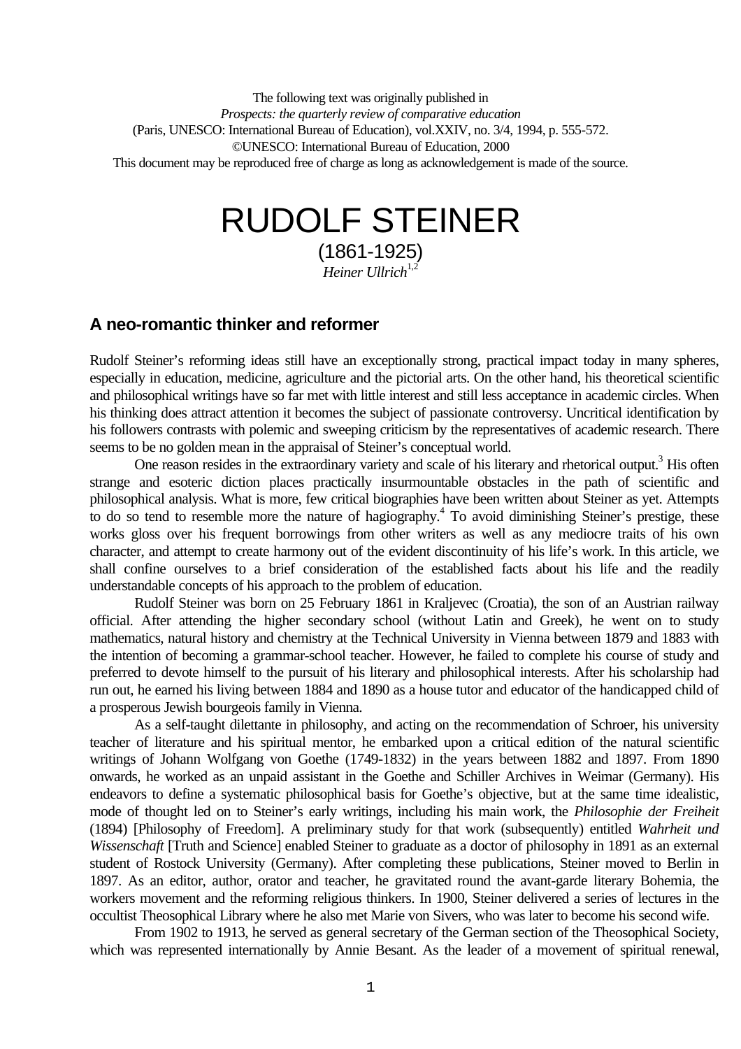The following text was originally published in
*Prospects: the quarterly review of comparative education*
(Paris, UNESCO: International Bureau of Education), vol.XXIV, no. 3/4, 1994, p. 555-572.
©UNESCO: International Bureau of Education, 2000
This document may be reproduced free of charge as long as acknowledgement is made of the source.

# RUDOLF STEINER

(1861-1925)

*Heiner Ullrich*[1,2]

## A neo-romantic thinker and reformer

Rudolf Steiner's reforming ideas still have an exceptionally strong, practical impact today in many spheres, especially in education, medicine, agriculture and the pictorial arts. On the other hand, his theoretical scientific and philosophical writings have so far met with little interest and still less acceptance in academic circles. When his thinking does attract attention it becomes the subject of passionate controversy. Uncritical identification by his followers contrasts with polemic and sweeping criticism by the representatives of academic research. There seems to be no golden mean in the appraisal of Steiner's conceptual world.

One reason resides in the extraordinary variety and scale of his literary and rhetorical output.[3] His often strange and esoteric diction places practically insurmountable obstacles in the path of scientific and philosophical analysis. What is more, few critical biographies have been written about Steiner as yet. Attempts to do so tend to resemble more the nature of hagiography.[4] To avoid diminishing Steiner's prestige, these works gloss over his frequent borrowings from other writers as well as any mediocre traits of his own character, and attempt to create harmony out of the evident discontinuity of his life's work. In this article, we shall confine ourselves to a brief consideration of the established facts about his life and the readily understandable concepts of his approach to the problem of education.

Rudolf Steiner was born on 25 February 1861 in Kraljevec (Croatia), the son of an Austrian railway official. After attending the higher secondary school (without Latin and Greek), he went on to study mathematics, natural history and chemistry at the Technical University in Vienna between 1879 and 1883 with the intention of becoming a grammar-school teacher. However, he failed to complete his course of study and preferred to devote himself to the pursuit of his literary and philosophical interests. After his scholarship had run out, he earned his living between 1884 and 1890 as a house tutor and educator of the handicapped child of a prosperous Jewish bourgeois family in Vienna.

As a self-taught dilettante in philosophy, and acting on the recommendation of Schroer, his university teacher of literature and his spiritual mentor, he embarked upon a critical edition of the natural scientific writings of Johann Wolfgang von Goethe (1749-1832) in the years between 1882 and 1897. From 1890 onwards, he worked as an unpaid assistant in the Goethe and Schiller Archives in Weimar (Germany). His endeavors to define a systematic philosophical basis for Goethe's objective, but at the same time idealistic, mode of thought led on to Steiner's early writings, including his main work, the *Philosophie der Freiheit* (1894) [Philosophy of Freedom]. A preliminary study for that work (subsequently) entitled *Wahrheit und Wissenschaft* [Truth and Science] enabled Steiner to graduate as a doctor of philosophy in 1891 as an external student of Rostock University (Germany). After completing these publications, Steiner moved to Berlin in 1897. As an editor, author, orator and teacher, he gravitated round the avant-garde literary Bohemia, the workers movement and the reforming religious thinkers. In 1900, Steiner delivered a series of lectures in the occultist Theosophical Library where he also met Marie von Sivers, who was later to become his second wife.

From 1902 to 1913, he served as general secretary of the German section of the Theosophical Society, which was represented internationally by Annie Besant. As the leader of a movement of spiritual renewal,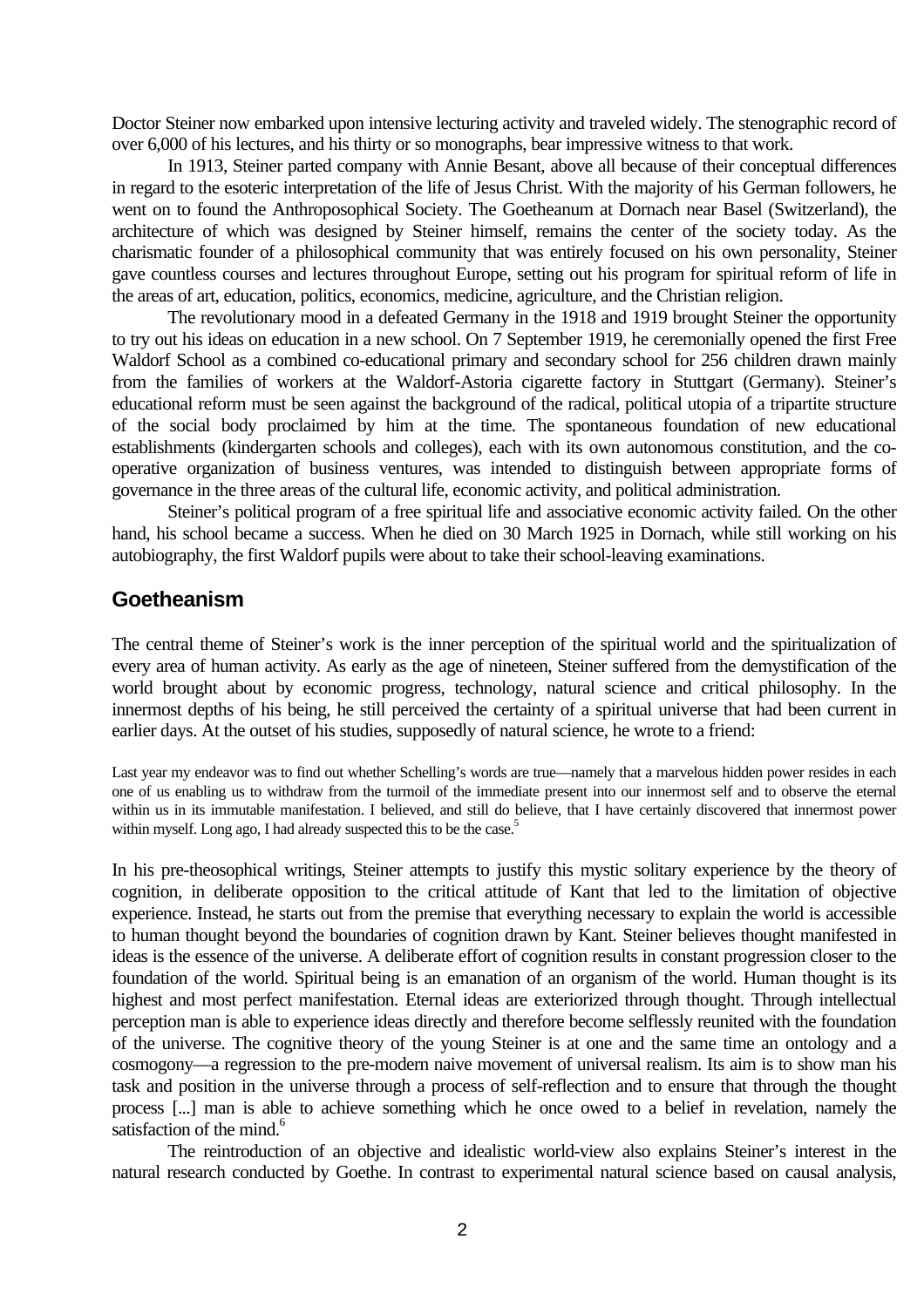Doctor Steiner now embarked upon intensive lecturing activity and traveled widely. The stenographic record of over 6,000 of his lectures, and his thirty or so monographs, bear impressive witness to that work.

In 1913, Steiner parted company with Annie Besant, above all because of their conceptual differences in regard to the esoteric interpretation of the life of Jesus Christ. With the majority of his German followers, he went on to found the Anthroposophical Society. The Goetheanum at Dornach near Basel (Switzerland), the architecture of which was designed by Steiner himself, remains the center of the society today. As the charismatic founder of a philosophical community that was entirely focused on his own personality, Steiner gave countless courses and lectures throughout Europe, setting out his program for spiritual reform of life in the areas of art, education, politics, economics, medicine, agriculture, and the Christian religion.

The revolutionary mood in a defeated Germany in the 1918 and 1919 brought Steiner the opportunity to try out his ideas on education in a new school. On 7 September 1919, he ceremonially opened the first Free Waldorf School as a combined co-educational primary and secondary school for 256 children drawn mainly from the families of workers at the Waldorf-Astoria cigarette factory in Stuttgart (Germany). Steiner's educational reform must be seen against the background of the radical, political utopia of a tripartite structure of the social body proclaimed by him at the time. The spontaneous foundation of new educational establishments (kindergarten schools and colleges), each with its own autonomous constitution, and the co-operative organization of business ventures, was intended to distinguish between appropriate forms of governance in the three areas of the cultural life, economic activity, and political administration.

Steiner's political program of a free spiritual life and associative economic activity failed. On the other hand, his school became a success. When he died on 30 March 1925 in Dornach, while still working on his autobiography, the first Waldorf pupils were about to take their school-leaving examinations.

## Goetheanism

The central theme of Steiner's work is the inner perception of the spiritual world and the spiritualization of every area of human activity. As early as the age of nineteen, Steiner suffered from the demystification of the world brought about by economic progress, technology, natural science and critical philosophy. In the innermost depths of his being, he still perceived the certainty of a spiritual universe that had been current in earlier days. At the outset of his studies, supposedly of natural science, he wrote to a friend:

> Last year my endeavor was to find out whether Schelling's words are true—namely that a marvelous hidden power resides in each one of us enabling us to withdraw from the turmoil of the immediate present into our innermost self and to observe the eternal within us in its immutable manifestation. I believed, and still do believe, that I have certainly discovered that innermost power within myself. Long ago, I had already suspected this to be the case.[5]

In his pre-theosophical writings, Steiner attempts to justify this mystic solitary experience by the theory of cognition, in deliberate opposition to the critical attitude of Kant that led to the limitation of objective experience. Instead, he starts out from the premise that everything necessary to explain the world is accessible to human thought beyond the boundaries of cognition drawn by Kant. Steiner believes thought manifested in ideas is the essence of the universe. A deliberate effort of cognition results in constant progression closer to the foundation of the world. Spiritual being is an emanation of an organism of the world. Human thought is its highest and most perfect manifestation. Eternal ideas are exteriorized through thought. Through intellectual perception man is able to experience ideas directly and therefore become selflessly reunited with the foundation of the universe. The cognitive theory of the young Steiner is at one and the same time an ontology and a cosmogony—a regression to the pre-modern naive movement of universal realism. Its aim is to show man his task and position in the universe through a process of self-reflection and to ensure that through the thought process [...] man is able to achieve something which he once owed to a belief in revelation, namely the satisfaction of the mind.[6]

The reintroduction of an objective and idealistic world-view also explains Steiner's interest in the natural research conducted by Goethe. In contrast to experimental natural science based on causal analysis,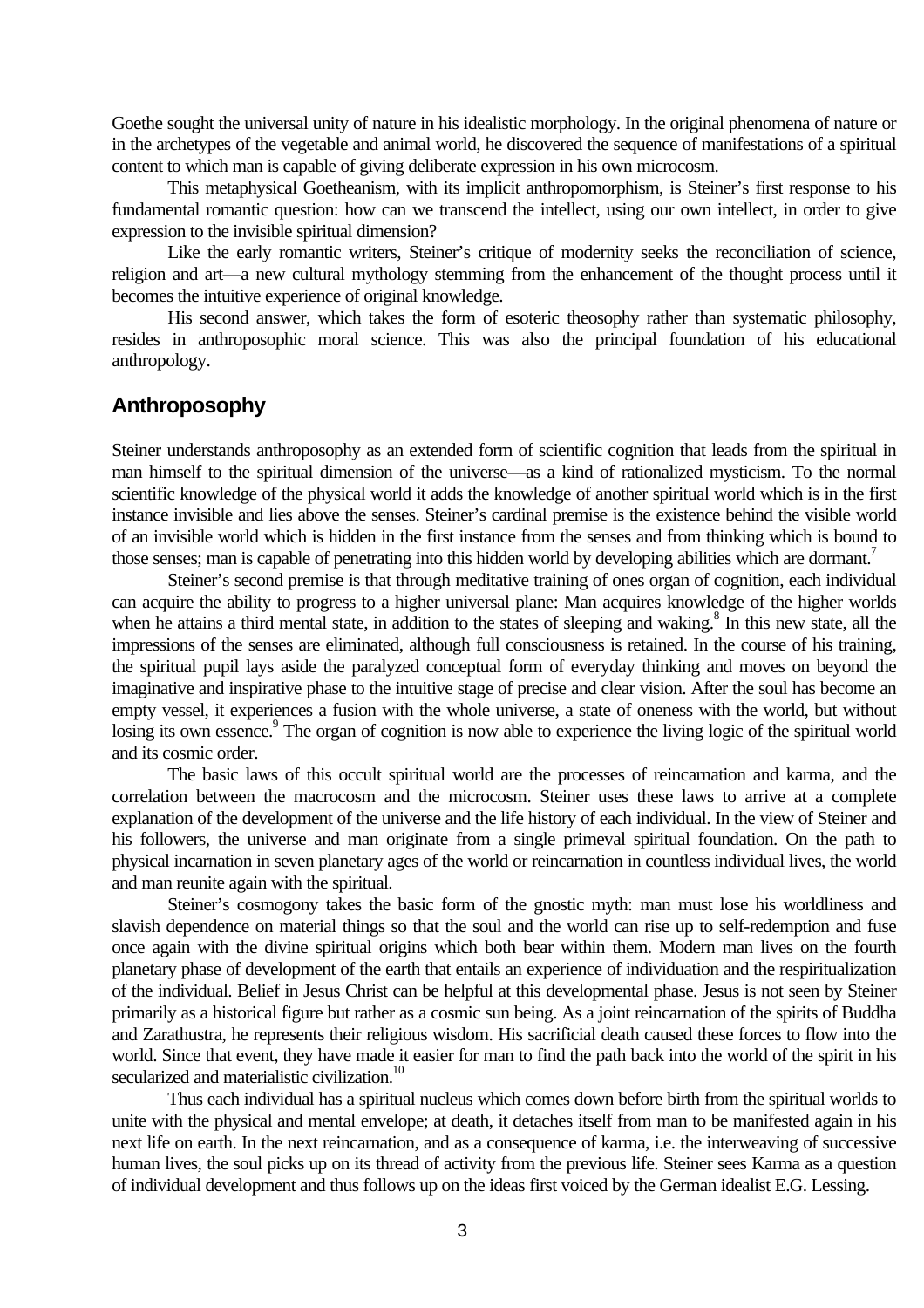Goethe sought the universal unity of nature in his idealistic morphology. In the original phenomena of nature or in the archetypes of the vegetable and animal world, he discovered the sequence of manifestations of a spiritual content to which man is capable of giving deliberate expression in his own microcosm.

This metaphysical Goetheanism, with its implicit anthropomorphism, is Steiner's first response to his fundamental romantic question: how can we transcend the intellect, using our own intellect, in order to give expression to the invisible spiritual dimension?

Like the early romantic writers, Steiner's critique of modernity seeks the reconciliation of science, religion and art—a new cultural mythology stemming from the enhancement of the thought process until it becomes the intuitive experience of original knowledge.

His second answer, which takes the form of esoteric theosophy rather than systematic philosophy, resides in anthroposophic moral science. This was also the principal foundation of his educational anthropology.

## Anthroposophy

Steiner understands anthroposophy as an extended form of scientific cognition that leads from the spiritual in man himself to the spiritual dimension of the universe—as a kind of rationalized mysticism. To the normal scientific knowledge of the physical world it adds the knowledge of another spiritual world which is in the first instance invisible and lies above the senses. Steiner's cardinal premise is the existence behind the visible world of an invisible world which is hidden in the first instance from the senses and from thinking which is bound to those senses; man is capable of penetrating into this hidden world by developing abilities which are dormant.[7]

Steiner's second premise is that through meditative training of ones organ of cognition, each individual can acquire the ability to progress to a higher universal plane: Man acquires knowledge of the higher worlds when he attains a third mental state, in addition to the states of sleeping and waking.[8] In this new state, all the impressions of the senses are eliminated, although full consciousness is retained. In the course of his training, the spiritual pupil lays aside the paralyzed conceptual form of everyday thinking and moves on beyond the imaginative and inspirative phase to the intuitive stage of precise and clear vision. After the soul has become an empty vessel, it experiences a fusion with the whole universe, a state of oneness with the world, but without losing its own essence.[9] The organ of cognition is now able to experience the living logic of the spiritual world and its cosmic order.

The basic laws of this occult spiritual world are the processes of reincarnation and karma, and the correlation between the macrocosm and the microcosm. Steiner uses these laws to arrive at a complete explanation of the development of the universe and the life history of each individual. In the view of Steiner and his followers, the universe and man originate from a single primeval spiritual foundation. On the path to physical incarnation in seven planetary ages of the world or reincarnation in countless individual lives, the world and man reunite again with the spiritual.

Steiner's cosmogony takes the basic form of the gnostic myth: man must lose his worldliness and slavish dependence on material things so that the soul and the world can rise up to self-redemption and fuse once again with the divine spiritual origins which both bear within them. Modern man lives on the fourth planetary phase of development of the earth that entails an experience of individuation and the respiritualization of the individual. Belief in Jesus Christ can be helpful at this developmental phase. Jesus is not seen by Steiner primarily as a historical figure but rather as a cosmic sun being. As a joint reincarnation of the spirits of Buddha and Zarathustra, he represents their religious wisdom. His sacrificial death caused these forces to flow into the world. Since that event, they have made it easier for man to find the path back into the world of the spirit in his secularized and materialistic civilization.[10]

Thus each individual has a spiritual nucleus which comes down before birth from the spiritual worlds to unite with the physical and mental envelope; at death, it detaches itself from man to be manifested again in his next life on earth. In the next reincarnation, and as a consequence of karma, i.e. the interweaving of successive human lives, the soul picks up on its thread of activity from the previous life. Steiner sees Karma as a question of individual development and thus follows up on the ideas first voiced by the German idealist E.G. Lessing.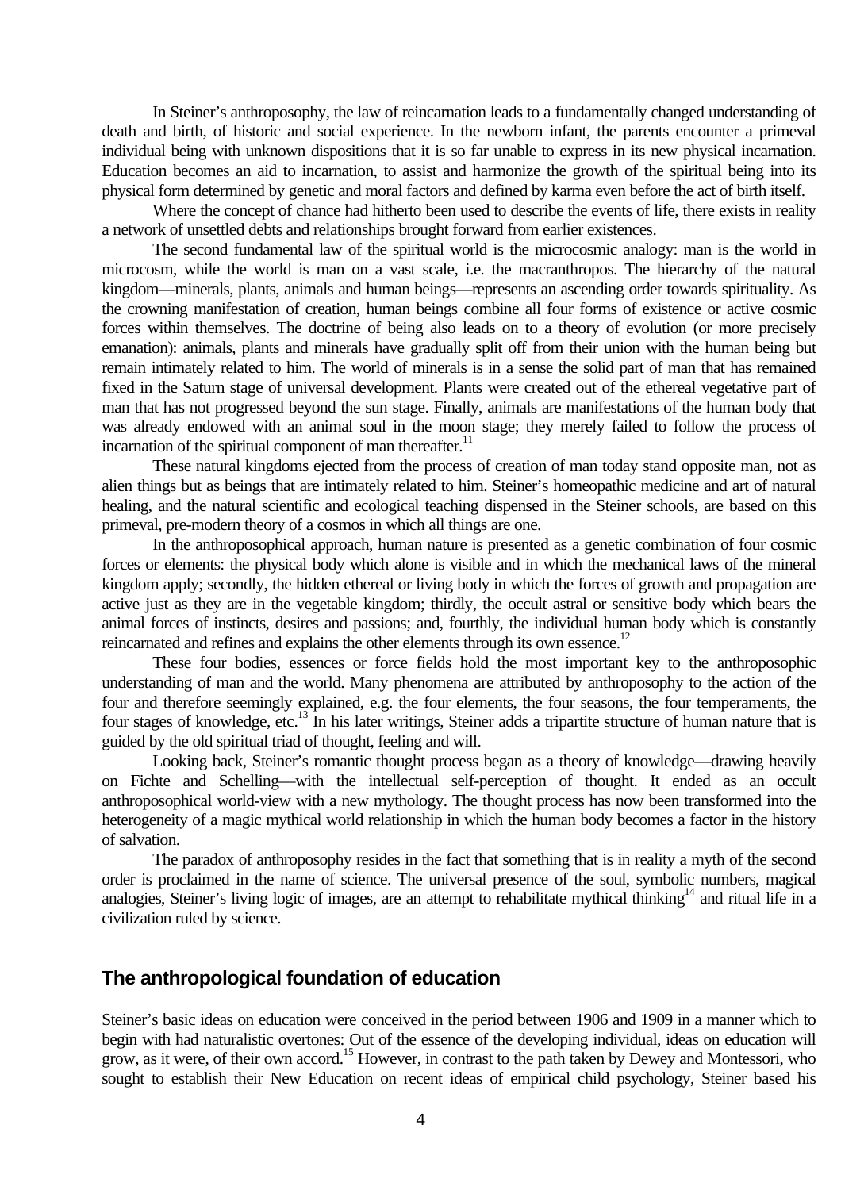In Steiner's anthroposophy, the law of reincarnation leads to a fundamentally changed understanding of death and birth, of historic and social experience. In the newborn infant, the parents encounter a primeval individual being with unknown dispositions that it is so far unable to express in its new physical incarnation. Education becomes an aid to incarnation, to assist and harmonize the growth of the spiritual being into its physical form determined by genetic and moral factors and defined by karma even before the act of birth itself.

Where the concept of chance had hitherto been used to describe the events of life, there exists in reality a network of unsettled debts and relationships brought forward from earlier existences.

The second fundamental law of the spiritual world is the microcosmic analogy: man is the world in microcosm, while the world is man on a vast scale, i.e. the macranthropos. The hierarchy of the natural kingdom—minerals, plants, animals and human beings—represents an ascending order towards spirituality. As the crowning manifestation of creation, human beings combine all four forms of existence or active cosmic forces within themselves. The doctrine of being also leads on to a theory of evolution (or more precisely emanation): animals, plants and minerals have gradually split off from their union with the human being but remain intimately related to him. The world of minerals is in a sense the solid part of man that has remained fixed in the Saturn stage of universal development. Plants were created out of the ethereal vegetative part of man that has not progressed beyond the sun stage. Finally, animals are manifestations of the human body that was already endowed with an animal soul in the moon stage; they merely failed to follow the process of incarnation of the spiritual component of man thereafter.[11]

These natural kingdoms ejected from the process of creation of man today stand opposite man, not as alien things but as beings that are intimately related to him. Steiner's homeopathic medicine and art of natural healing, and the natural scientific and ecological teaching dispensed in the Steiner schools, are based on this primeval, pre-modern theory of a cosmos in which all things are one.

In the anthroposophical approach, human nature is presented as a genetic combination of four cosmic forces or elements: the physical body which alone is visible and in which the mechanical laws of the mineral kingdom apply; secondly, the hidden ethereal or living body in which the forces of growth and propagation are active just as they are in the vegetable kingdom; thirdly, the occult astral or sensitive body which bears the animal forces of instincts, desires and passions; and, fourthly, the individual human body which is constantly reincarnated and refines and explains the other elements through its own essence.[12]

These four bodies, essences or force fields hold the most important key to the anthroposophic understanding of man and the world. Many phenomena are attributed by anthroposophy to the action of the four and therefore seemingly explained, e.g. the four elements, the four seasons, the four temperaments, the four stages of knowledge, etc.[13] In his later writings, Steiner adds a tripartite structure of human nature that is guided by the old spiritual triad of thought, feeling and will.

Looking back, Steiner's romantic thought process began as a theory of knowledge—drawing heavily on Fichte and Schelling—with the intellectual self-perception of thought. It ended as an occult anthroposophical world-view with a new mythology. The thought process has now been transformed into the heterogeneity of a magic mythical world relationship in which the human body becomes a factor in the history of salvation.

The paradox of anthroposophy resides in the fact that something that is in reality a myth of the second order is proclaimed in the name of science. The universal presence of the soul, symbolic numbers, magical analogies, Steiner's living logic of images, are an attempt to rehabilitate mythical thinking[14] and ritual life in a civilization ruled by science.

## The anthropological foundation of education

Steiner's basic ideas on education were conceived in the period between 1906 and 1909 in a manner which to begin with had naturalistic overtones: Out of the essence of the developing individual, ideas on education will grow, as it were, of their own accord.[15] However, in contrast to the path taken by Dewey and Montessori, who sought to establish their New Education on recent ideas of empirical child psychology, Steiner based his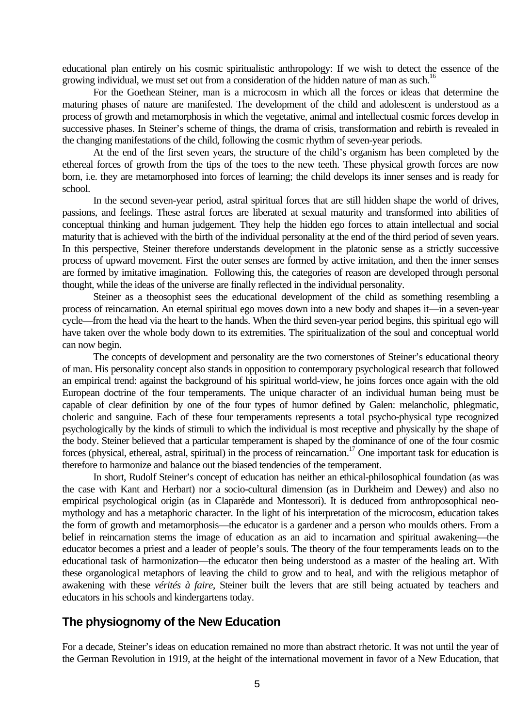educational plan entirely on his cosmic spiritualistic anthropology: If we wish to detect the essence of the growing individual, we must set out from a consideration of the hidden nature of man as such.[16]

For the Goethean Steiner, man is a microcosm in which all the forces or ideas that determine the maturing phases of nature are manifested. The development of the child and adolescent is understood as a process of growth and metamorphosis in which the vegetative, animal and intellectual cosmic forces develop in successive phases. In Steiner's scheme of things, the drama of crisis, transformation and rebirth is revealed in the changing manifestations of the child, following the cosmic rhythm of seven-year periods.

At the end of the first seven years, the structure of the child's organism has been completed by the ethereal forces of growth from the tips of the toes to the new teeth. These physical growth forces are now born, i.e. they are metamorphosed into forces of learning; the child develops its inner senses and is ready for school.

In the second seven-year period, astral spiritual forces that are still hidden shape the world of drives, passions, and feelings. These astral forces are liberated at sexual maturity and transformed into abilities of conceptual thinking and human judgement. They help the hidden ego forces to attain intellectual and social maturity that is achieved with the birth of the individual personality at the end of the third period of seven years. In this perspective, Steiner therefore understands development in the platonic sense as a strictly successive process of upward movement. First the outer senses are formed by active imitation, and then the inner senses are formed by imitative imagination. Following this, the categories of reason are developed through personal thought, while the ideas of the universe are finally reflected in the individual personality.

Steiner as a theosophist sees the educational development of the child as something resembling a process of reincarnation. An eternal spiritual ego moves down into a new body and shapes it—in a seven-year cycle—from the head via the heart to the hands. When the third seven-year period begins, this spiritual ego will have taken over the whole body down to its extremities. The spiritualization of the soul and conceptual world can now begin.

The concepts of development and personality are the two cornerstones of Steiner's educational theory of man. His personality concept also stands in opposition to contemporary psychological research that followed an empirical trend: against the background of his spiritual world-view, he joins forces once again with the old European doctrine of the four temperaments. The unique character of an individual human being must be capable of clear definition by one of the four types of humor defined by Galen: melancholic, phlegmatic, choleric and sanguine. Each of these four temperaments represents a total psycho-physical type recognized psychologically by the kinds of stimuli to which the individual is most receptive and physically by the shape of the body. Steiner believed that a particular temperament is shaped by the dominance of one of the four cosmic forces (physical, ethereal, astral, spiritual) in the process of reincarnation.[17] One important task for education is therefore to harmonize and balance out the biased tendencies of the temperament.

In short, Rudolf Steiner's concept of education has neither an ethical-philosophical foundation (as was the case with Kant and Herbart) nor a socio-cultural dimension (as in Durkheim and Dewey) and also no empirical psychological origin (as in Claparède and Montessori). It is deduced from anthroposophical neo-mythology and has a metaphoric character. In the light of his interpretation of the microcosm, education takes the form of growth and metamorphosis—the educator is a gardener and a person who moulds others. From a belief in reincarnation stems the image of education as an aid to incarnation and spiritual awakening—the educator becomes a priest and a leader of people's souls. The theory of the four temperaments leads on to the educational task of harmonization—the educator then being understood as a master of the healing art. With these organological metaphors of leaving the child to grow and to heal, and with the religious metaphor of awakening with these *vérités à faire*, Steiner built the levers that are still being actuated by teachers and educators in his schools and kindergartens today.

## The physiognomy of the New Education

For a decade, Steiner's ideas on education remained no more than abstract rhetoric. It was not until the year of the German Revolution in 1919, at the height of the international movement in favor of a New Education, that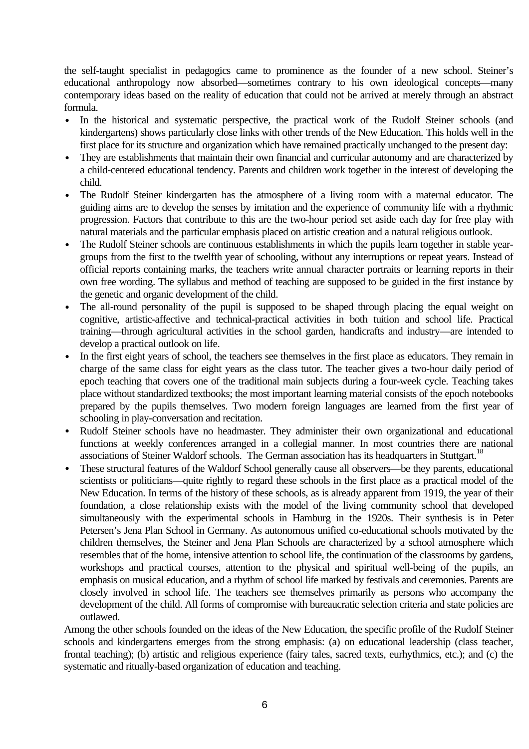the self-taught specialist in pedagogics came to prominence as the founder of a new school. Steiner's educational anthropology now absorbed—sometimes contrary to his own ideological concepts—many contemporary ideas based on the reality of education that could not be arrived at merely through an abstract formula.

- In the historical and systematic perspective, the practical work of the Rudolf Steiner schools (and kindergartens) shows particularly close links with other trends of the New Education. This holds well in the first place for its structure and organization which have remained practically unchanged to the present day:
- They are establishments that maintain their own financial and curricular autonomy and are characterized by a child-centered educational tendency. Parents and children work together in the interest of developing the child.
- The Rudolf Steiner kindergarten has the atmosphere of a living room with a maternal educator. The guiding aims are to develop the senses by imitation and the experience of community life with a rhythmic progression. Factors that contribute to this are the two-hour period set aside each day for free play with natural materials and the particular emphasis placed on artistic creation and a natural religious outlook.
- The Rudolf Steiner schools are continuous establishments in which the pupils learn together in stable year-groups from the first to the twelfth year of schooling, without any interruptions or repeat years. Instead of official reports containing marks, the teachers write annual character portraits or learning reports in their own free wording. The syllabus and method of teaching are supposed to be guided in the first instance by the genetic and organic development of the child.
- The all-round personality of the pupil is supposed to be shaped through placing the equal weight on cognitive, artistic-affective and technical-practical activities in both tuition and school life. Practical training—through agricultural activities in the school garden, handicrafts and industry—are intended to develop a practical outlook on life.
- In the first eight years of school, the teachers see themselves in the first place as educators. They remain in charge of the same class for eight years as the class tutor. The teacher gives a two-hour daily period of epoch teaching that covers one of the traditional main subjects during a four-week cycle. Teaching takes place without standardized textbooks; the most important learning material consists of the epoch notebooks prepared by the pupils themselves. Two modern foreign languages are learned from the first year of schooling in play-conversation and recitation.
- Rudolf Steiner schools have no headmaster. They administer their own organizational and educational functions at weekly conferences arranged in a collegial manner. In most countries there are national associations of Steiner Waldorf schools. The German association has its headquarters in Stuttgart.[18]
- These structural features of the Waldorf School generally cause all observers—be they parents, educational scientists or politicians—quite rightly to regard these schools in the first place as a practical model of the New Education. In terms of the history of these schools, as is already apparent from 1919, the year of their foundation, a close relationship exists with the model of the living community school that developed simultaneously with the experimental schools in Hamburg in the 1920s. Their synthesis is in Peter Petersen's Jena Plan School in Germany. As autonomous unified co-educational schools motivated by the children themselves, the Steiner and Jena Plan Schools are characterized by a school atmosphere which resembles that of the home, intensive attention to school life, the continuation of the classrooms by gardens, workshops and practical courses, attention to the physical and spiritual well-being of the pupils, an emphasis on musical education, and a rhythm of school life marked by festivals and ceremonies. Parents are closely involved in school life. The teachers see themselves primarily as persons who accompany the development of the child. All forms of compromise with bureaucratic selection criteria and state policies are outlawed.

Among the other schools founded on the ideas of the New Education, the specific profile of the Rudolf Steiner schools and kindergartens emerges from the strong emphasis: (a) on educational leadership (class teacher, frontal teaching); (b) artistic and religious experience (fairy tales, sacred texts, eurhythmics, etc.); and (c) the systematic and ritually-based organization of education and teaching.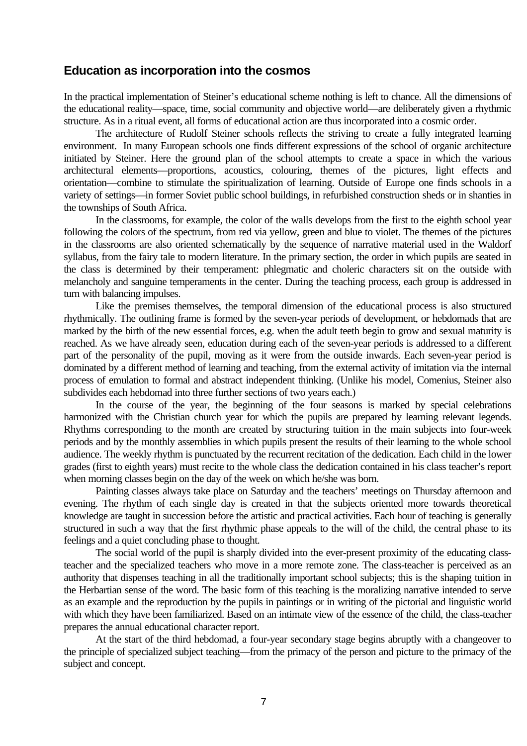## Education as incorporation into the cosmos

In the practical implementation of Steiner's educational scheme nothing is left to chance. All the dimensions of the educational reality—space, time, social community and objective world—are deliberately given a rhythmic structure. As in a ritual event, all forms of educational action are thus incorporated into a cosmic order.

The architecture of Rudolf Steiner schools reflects the striving to create a fully integrated learning environment. In many European schools one finds different expressions of the school of organic architecture initiated by Steiner. Here the ground plan of the school attempts to create a space in which the various architectural elements—proportions, acoustics, colouring, themes of the pictures, light effects and orientation—combine to stimulate the spiritualization of learning. Outside of Europe one finds schools in a variety of settings—in former Soviet public school buildings, in refurbished construction sheds or in shanties in the townships of South Africa.

In the classrooms, for example, the color of the walls develops from the first to the eighth school year following the colors of the spectrum, from red via yellow, green and blue to violet. The themes of the pictures in the classrooms are also oriented schematically by the sequence of narrative material used in the Waldorf syllabus, from the fairy tale to modern literature. In the primary section, the order in which pupils are seated in the class is determined by their temperament: phlegmatic and choleric characters sit on the outside with melancholy and sanguine temperaments in the center. During the teaching process, each group is addressed in turn with balancing impulses.

Like the premises themselves, the temporal dimension of the educational process is also structured rhythmically. The outlining frame is formed by the seven-year periods of development, or hebdomads that are marked by the birth of the new essential forces, e.g. when the adult teeth begin to grow and sexual maturity is reached. As we have already seen, education during each of the seven-year periods is addressed to a different part of the personality of the pupil, moving as it were from the outside inwards. Each seven-year period is dominated by a different method of learning and teaching, from the external activity of imitation via the internal process of emulation to formal and abstract independent thinking. (Unlike his model, Comenius, Steiner also subdivides each hebdomad into three further sections of two years each.)

In the course of the year, the beginning of the four seasons is marked by special celebrations harmonized with the Christian church year for which the pupils are prepared by learning relevant legends. Rhythms corresponding to the month are created by structuring tuition in the main subjects into four-week periods and by the monthly assemblies in which pupils present the results of their learning to the whole school audience. The weekly rhythm is punctuated by the recurrent recitation of the dedication. Each child in the lower grades (first to eighth years) must recite to the whole class the dedication contained in his class teacher's report when morning classes begin on the day of the week on which he/she was born.

Painting classes always take place on Saturday and the teachers' meetings on Thursday afternoon and evening. The rhythm of each single day is created in that the subjects oriented more towards theoretical knowledge are taught in succession before the artistic and practical activities. Each hour of teaching is generally structured in such a way that the first rhythmic phase appeals to the will of the child, the central phase to its feelings and a quiet concluding phase to thought.

The social world of the pupil is sharply divided into the ever-present proximity of the educating class-teacher and the specialized teachers who move in a more remote zone. The class-teacher is perceived as an authority that dispenses teaching in all the traditionally important school subjects; this is the shaping tuition in the Herbartian sense of the word. The basic form of this teaching is the moralizing narrative intended to serve as an example and the reproduction by the pupils in paintings or in writing of the pictorial and linguistic world with which they have been familiarized. Based on an intimate view of the essence of the child, the class-teacher prepares the annual educational character report.

At the start of the third hebdomad, a four-year secondary stage begins abruptly with a changeover to the principle of specialized subject teaching—from the primacy of the person and picture to the primacy of the subject and concept.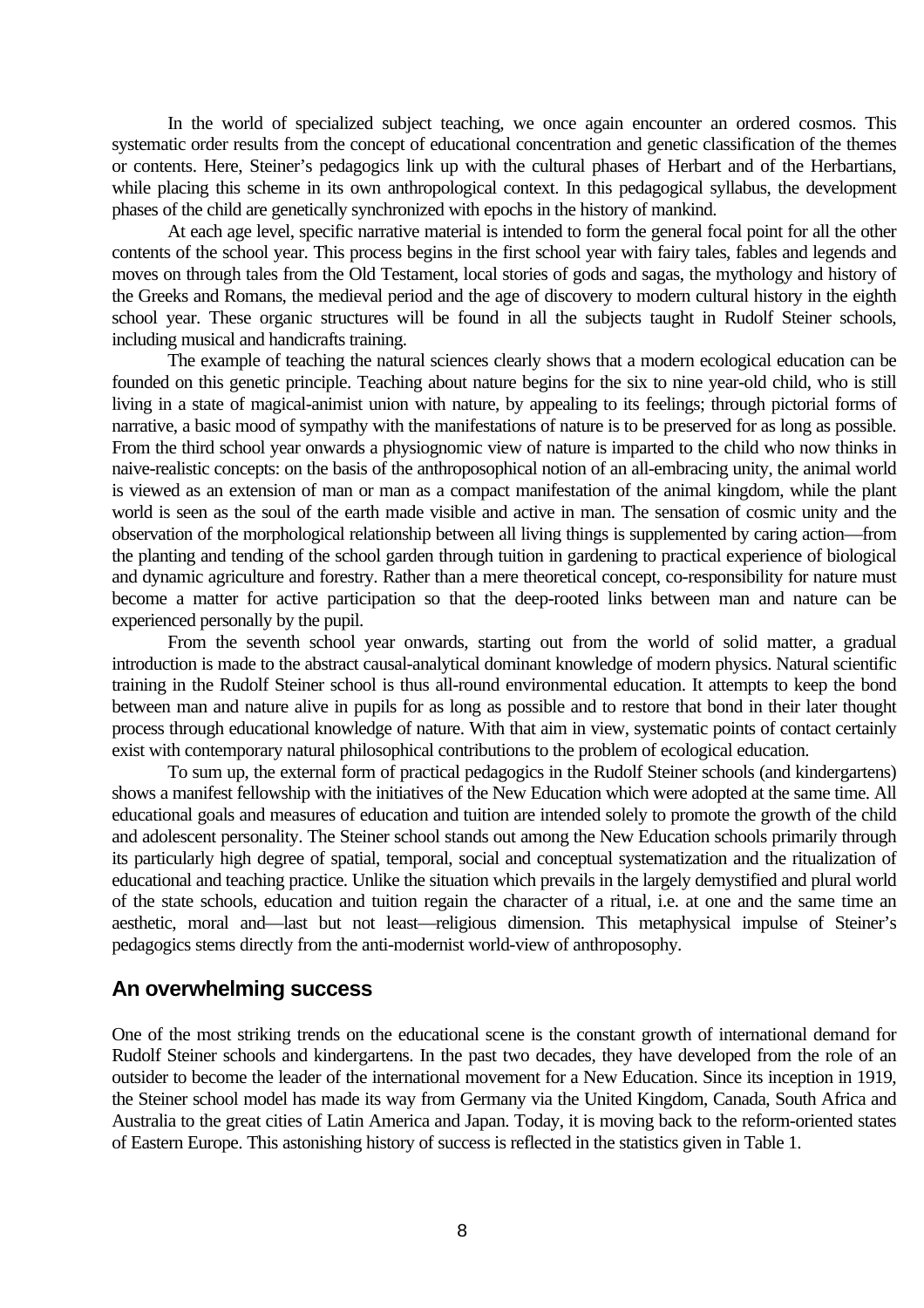In the world of specialized subject teaching, we once again encounter an ordered cosmos. This systematic order results from the concept of educational concentration and genetic classification of the themes or contents. Here, Steiner's pedagogics link up with the cultural phases of Herbart and of the Herbartians, while placing this scheme in its own anthropological context. In this pedagogical syllabus, the development phases of the child are genetically synchronized with epochs in the history of mankind.

At each age level, specific narrative material is intended to form the general focal point for all the other contents of the school year. This process begins in the first school year with fairy tales, fables and legends and moves on through tales from the Old Testament, local stories of gods and sagas, the mythology and history of the Greeks and Romans, the medieval period and the age of discovery to modern cultural history in the eighth school year. These organic structures will be found in all the subjects taught in Rudolf Steiner schools, including musical and handicrafts training.

The example of teaching the natural sciences clearly shows that a modern ecological education can be founded on this genetic principle. Teaching about nature begins for the six to nine year-old child, who is still living in a state of magical-animist union with nature, by appealing to its feelings; through pictorial forms of narrative, a basic mood of sympathy with the manifestations of nature is to be preserved for as long as possible. From the third school year onwards a physiognomic view of nature is imparted to the child who now thinks in naive-realistic concepts: on the basis of the anthroposophical notion of an all-embracing unity, the animal world is viewed as an extension of man or man as a compact manifestation of the animal kingdom, while the plant world is seen as the soul of the earth made visible and active in man. The sensation of cosmic unity and the observation of the morphological relationship between all living things is supplemented by caring action—from the planting and tending of the school garden through tuition in gardening to practical experience of biological and dynamic agriculture and forestry. Rather than a mere theoretical concept, co-responsibility for nature must become a matter for active participation so that the deep-rooted links between man and nature can be experienced personally by the pupil.

From the seventh school year onwards, starting out from the world of solid matter, a gradual introduction is made to the abstract causal-analytical dominant knowledge of modern physics. Natural scientific training in the Rudolf Steiner school is thus all-round environmental education. It attempts to keep the bond between man and nature alive in pupils for as long as possible and to restore that bond in their later thought process through educational knowledge of nature. With that aim in view, systematic points of contact certainly exist with contemporary natural philosophical contributions to the problem of ecological education.

To sum up, the external form of practical pedagogics in the Rudolf Steiner schools (and kindergartens) shows a manifest fellowship with the initiatives of the New Education which were adopted at the same time. All educational goals and measures of education and tuition are intended solely to promote the growth of the child and adolescent personality. The Steiner school stands out among the New Education schools primarily through its particularly high degree of spatial, temporal, social and conceptual systematization and the ritualization of educational and teaching practice. Unlike the situation which prevails in the largely demystified and plural world of the state schools, education and tuition regain the character of a ritual, i.e. at one and the same time an aesthetic, moral and—last but not least—religious dimension. This metaphysical impulse of Steiner's pedagogics stems directly from the anti-modernist world-view of anthroposophy.

## An overwhelming success

One of the most striking trends on the educational scene is the constant growth of international demand for Rudolf Steiner schools and kindergartens. In the past two decades, they have developed from the role of an outsider to become the leader of the international movement for a New Education. Since its inception in 1919, the Steiner school model has made its way from Germany via the United Kingdom, Canada, South Africa and Australia to the great cities of Latin America and Japan. Today, it is moving back to the reform-oriented states of Eastern Europe. This astonishing history of success is reflected in the statistics given in Table 1.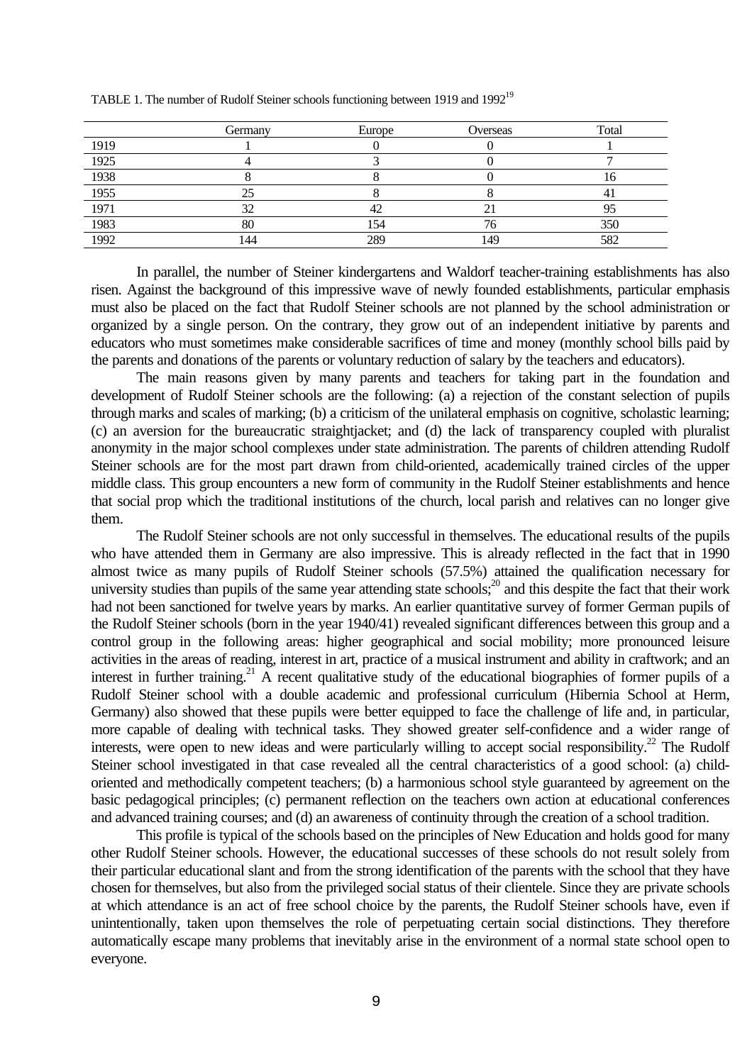TABLE 1. The number of Rudolf Steiner schools functioning between 1919 and 1992[19]

| | Germany | Europe | Overseas | Total |
|---|---|---|---|---|
| 1919 | 1 | 0 | 0 | 1 |
| 1925 | 4 | 3 | 0 | 7 |
| 1938 | 8 | 8 | 0 | 16 |
| 1955 | 25 | 8 | 8 | 41 |
| 1971 | 32 | 42 | 21 | 95 |
| 1983 | 80 | 154 | 76 | 350 |
| 1992 | 144 | 289 | 149 | 582 |

In parallel, the number of Steiner kindergartens and Waldorf teacher-training establishments has also risen. Against the background of this impressive wave of newly founded establishments, particular emphasis must also be placed on the fact that Rudolf Steiner schools are not planned by the school administration or organized by a single person. On the contrary, they grow out of an independent initiative by parents and educators who must sometimes make considerable sacrifices of time and money (monthly school bills paid by the parents and donations of the parents or voluntary reduction of salary by the teachers and educators).

The main reasons given by many parents and teachers for taking part in the foundation and development of Rudolf Steiner schools are the following: (a) a rejection of the constant selection of pupils through marks and scales of marking; (b) a criticism of the unilateral emphasis on cognitive, scholastic learning; (c) an aversion for the bureaucratic straightjacket; and (d) the lack of transparency coupled with pluralist anonymity in the major school complexes under state administration. The parents of children attending Rudolf Steiner schools are for the most part drawn from child-oriented, academically trained circles of the upper middle class. This group encounters a new form of community in the Rudolf Steiner establishments and hence that social prop which the traditional institutions of the church, local parish and relatives can no longer give them.

The Rudolf Steiner schools are not only successful in themselves. The educational results of the pupils who have attended them in Germany are also impressive. This is already reflected in the fact that in 1990 almost twice as many pupils of Rudolf Steiner schools (57.5%) attained the qualification necessary for university studies than pupils of the same year attending state schools;[20] and this despite the fact that their work had not been sanctioned for twelve years by marks. An earlier quantitative survey of former German pupils of the Rudolf Steiner schools (born in the year 1940/41) revealed significant differences between this group and a control group in the following areas: higher geographical and social mobility; more pronounced leisure activities in the areas of reading, interest in art, practice of a musical instrument and ability in craftwork; and an interest in further training.[21] A recent qualitative study of the educational biographies of former pupils of a Rudolf Steiner school with a double academic and professional curriculum (Hibernia School at Herm, Germany) also showed that these pupils were better equipped to face the challenge of life and, in particular, more capable of dealing with technical tasks. They showed greater self-confidence and a wider range of interests, were open to new ideas and were particularly willing to accept social responsibility.[22] The Rudolf Steiner school investigated in that case revealed all the central characteristics of a good school: (a) child-oriented and methodically competent teachers; (b) a harmonious school style guaranteed by agreement on the basic pedagogical principles; (c) permanent reflection on the teachers own action at educational conferences and advanced training courses; and (d) an awareness of continuity through the creation of a school tradition.

This profile is typical of the schools based on the principles of New Education and holds good for many other Rudolf Steiner schools. However, the educational successes of these schools do not result solely from their particular educational slant and from the strong identification of the parents with the school that they have chosen for themselves, but also from the privileged social status of their clientele. Since they are private schools at which attendance is an act of free school choice by the parents, the Rudolf Steiner schools have, even if unintentionally, taken upon themselves the role of perpetuating certain social distinctions. They therefore automatically escape many problems that inevitably arise in the environment of a normal state school open to everyone.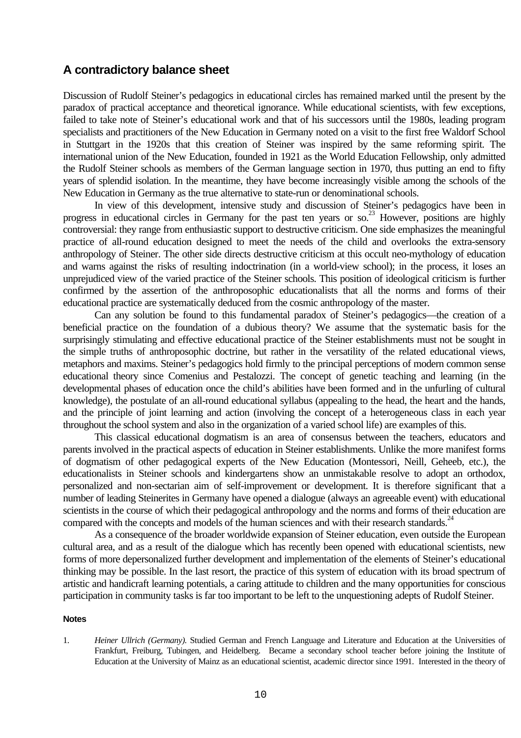## A contradictory balance sheet

Discussion of Rudolf Steiner's pedagogics in educational circles has remained marked until the present by the paradox of practical acceptance and theoretical ignorance. While educational scientists, with few exceptions, failed to take note of Steiner's educational work and that of his successors until the 1980s, leading program specialists and practitioners of the New Education in Germany noted on a visit to the first free Waldorf School in Stuttgart in the 1920s that this creation of Steiner was inspired by the same reforming spirit. The international union of the New Education, founded in 1921 as the World Education Fellowship, only admitted the Rudolf Steiner schools as members of the German language section in 1970, thus putting an end to fifty years of splendid isolation. In the meantime, they have become increasingly visible among the schools of the New Education in Germany as the true alternative to state-run or denominational schools.

In view of this development, intensive study and discussion of Steiner's pedagogics have been in progress in educational circles in Germany for the past ten years or so.[23] However, positions are highly controversial: they range from enthusiastic support to destructive criticism. One side emphasizes the meaningful practice of all-round education designed to meet the needs of the child and overlooks the extra-sensory anthropology of Steiner. The other side directs destructive criticism at this occult neo-mythology of education and warns against the risks of resulting indoctrination (in a world-view school); in the process, it loses an unprejudiced view of the varied practice of the Steiner schools. This position of ideological criticism is further confirmed by the assertion of the anthroposophic educationalists that all the norms and forms of their educational practice are systematically deduced from the cosmic anthropology of the master.

Can any solution be found to this fundamental paradox of Steiner's pedagogics—the creation of a beneficial practice on the foundation of a dubious theory? We assume that the systematic basis for the surprisingly stimulating and effective educational practice of the Steiner establishments must not be sought in the simple truths of anthroposophic doctrine, but rather in the versatility of the related educational views, metaphors and maxims. Steiner's pedagogics hold firmly to the principal perceptions of modern common sense educational theory since Comenius and Pestalozzi. The concept of genetic teaching and learning (in the developmental phases of education once the child's abilities have been formed and in the unfurling of cultural knowledge), the postulate of an all-round educational syllabus (appealing to the head, the heart and the hands, and the principle of joint learning and action (involving the concept of a heterogeneous class in each year throughout the school system and also in the organization of a varied school life) are examples of this.

This classical educational dogmatism is an area of consensus between the teachers, educators and parents involved in the practical aspects of education in Steiner establishments. Unlike the more manifest forms of dogmatism of other pedagogical experts of the New Education (Montessori, Neill, Geheeb, etc.), the educationalists in Steiner schools and kindergartens show an unmistakable resolve to adopt an orthodox, personalized and non-sectarian aim of self-improvement or development. It is therefore significant that a number of leading Steinerites in Germany have opened a dialogue (always an agreeable event) with educational scientists in the course of which their pedagogical anthropology and the norms and forms of their education are compared with the concepts and models of the human sciences and with their research standards.[24]

As a consequence of the broader worldwide expansion of Steiner education, even outside the European cultural area, and as a result of the dialogue which has recently been opened with educational scientists, new forms of more depersonalized further development and implementation of the elements of Steiner's educational thinking may be possible. In the last resort, the practice of this system of education with its broad spectrum of artistic and handicraft learning potentials, a caring attitude to children and the many opportunities for conscious participation in community tasks is far too important to be left to the unquestioning adepts of Rudolf Steiner.

#### Notes

1. *Heiner Ullrich (Germany).* Studied German and French Language and Literature and Education at the Universities of Frankfurt, Freiburg, Tubingen, and Heidelberg. Became a secondary school teacher before joining the Institute of Education at the University of Mainz as an educational scientist, academic director since 1991. Interested in the theory of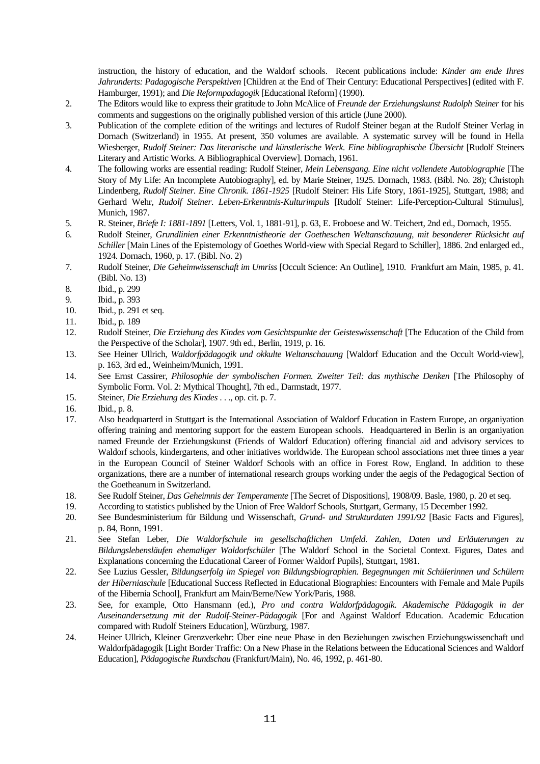instruction, the history of education, and the Waldorf schools. Recent publications include: *Kinder am ende Ihres Jahrunderts: Padagogische Perspektiven* [Children at the End of Their Century: Educational Perspectives] (edited with F. Hamburger, 1991); and *Die Reformpadagogik* [Educational Reform] (1990).

2. The Editors would like to express their gratitude to John McAlice of *Freunde der Erziehungskunst Rudolph Steiner* for his comments and suggestions on the originally published version of this article (June 2000).
3. Publication of the complete edition of the writings and lectures of Rudolf Steiner began at the Rudolf Steiner Verlag in Dornach (Switzerland) in 1955. At present, 350 volumes are available. A systematic survey will be found in Hella Wiesberger, *Rudolf Steiner: Das literarische und künstlerische Werk. Eine bibliographische Übersicht* [Rudolf Steiners Literary and Artistic Works. A Bibliographical Overview]. Dornach, 1961.
4. The following works are essential reading: Rudolf Steiner, *Mein Lebensgang. Eine nicht vollendete Autobiographie* [The Story of My Life: An Incomplete Autobiography], ed. by Marie Steiner, 1925. Dornach, 1983. (Bibl. No. 28); Christoph Lindenberg, *Rudolf Steiner. Eine Chronik. 1861-1925* [Rudolf Steiner: His Life Story, 1861-1925], Stuttgart, 1988; and Gerhard Wehr, *Rudolf Steiner. Leben-Erkenntnis-Kulturimpuls* [Rudolf Steiner: Life-Perception-Cultural Stimulus], Munich, 1987.
5. R. Steiner, *Briefe I: 1881-1891* [Letters, Vol. 1, 1881-91], p. 63, E. Froboese and W. Teichert, 2nd ed., Dornach, 1955.
6. Rudolf Steiner, *Grundlinien einer Erkenntnistheorie der Goetheschen Weltanschauung, mit besonderer Rücksicht auf Schiller* [Main Lines of the Epistemology of Goethes World-view with Special Regard to Schiller], 1886. 2nd enlarged ed., 1924. Dornach, 1960, p. 17. (Bibl. No. 2)
7. Rudolf Steiner, *Die Geheimwissenschaft im Umriss* [Occult Science: An Outline], 1910. Frankfurt am Main, 1985, p. 41. (Bibl. No. 13)
8. Ibid., p. 299
9. Ibid., p. 393
10. Ibid., p. 291 et seq.
11. Ibid., p. 189
12. Rudolf Steiner, *Die Erziehung des Kindes vom Gesichtspunkte der Geisteswissenschaft* [The Education of the Child from the Perspective of the Scholar], 1907. 9th ed., Berlin, 1919, p. 16.
13. See Heiner Ullrich, *Waldorfpädagogik und okkulte Weltanschauung* [Waldorf Education and the Occult World-view], p. 163, 3rd ed., Weinheim/Munich, 1991.
14. See Ernst Cassirer, *Philosophie der symbolischen Formen. Zweiter Teil: das mythische Denken* [The Philosophy of Symbolic Form. Vol. 2: Mythical Thought], 7th ed., Darmstadt, 1977.
15. Steiner, *Die Erziehung des Kindes . . .*, op. cit. p. 7.
16. Ibid., p. 8.
17. Also headquarterd in Stuttgart is the International Association of Waldorf Education in Eastern Europe, an organiyation offering training and mentoring support for the eastern European schools. Headquartered in Berlin is an organiyation named Freunde der Erziehungskunst (Friends of Waldorf Education) offering financial aid and advisory services to Waldorf schools, kindergartens, and other initiatives worldwide. The European school associations met three times a year in the European Council of Steiner Waldorf Schools with an office in Forest Row, England. In addition to these organizations, there are a number of international research groups working under the aegis of the Pedagogical Section of the Goetheanum in Switzerland.
18. See Rudolf Steiner, *Das Geheimnis der Temperamente* [The Secret of Dispositions], 1908/09. Basle, 1980, p. 20 et seq.
19. According to statistics published by the Union of Free Waldorf Schools, Stuttgart, Germany, 15 December 1992.
20. See Bundesministerium für Bildung und Wissenschaft, *Grund- und Strukturdaten 1991/92* [Basic Facts and Figures], p. 84, Bonn, 1991.
21. See Stefan Leber, *Die Waldorfschule im gesellschaftlichen Umfeld. Zahlen, Daten und Erläuterungen zu Bildungslebensläufen ehemaliger Waldorfschüler* [The Waldorf School in the Societal Context. Figures, Dates and Explanations concerning the Educational Career of Former Waldorf Pupils], Stuttgart, 1981.
22. See Luzius Gessler, *Bildungserfolg im Spiegel von Bildungsbiographien. Begegnungen mit Schülerinnen und Schülern der Hiberniaschule* [Educational Success Reflected in Educational Biographies: Encounters with Female and Male Pupils of the Hibernia School], Frankfurt am Main/Berne/New York/Paris, 1988.
23. See, for example, Otto Hansmann (ed.), *Pro und contra Waldorfpädagogik. Akademische Pädagogik in der Auseinandersetzung mit der Rudolf-Steiner-Pädagogik* [For and Against Waldorf Education. Academic Education compared with Rudolf Steiners Education], Würzburg, 1987.
24. Heiner Ullrich, Kleiner Grenzverkehr: Über eine neue Phase in den Beziehungen zwischen Erziehungswissenchaft und Waldorfpädagogik [Light Border Traffic: On a New Phase in the Relations between the Educational Sciences and Waldorf Education], *Pädagogische Rundschau* (Frankfurt/Main), No. 46, 1992, p. 461-80.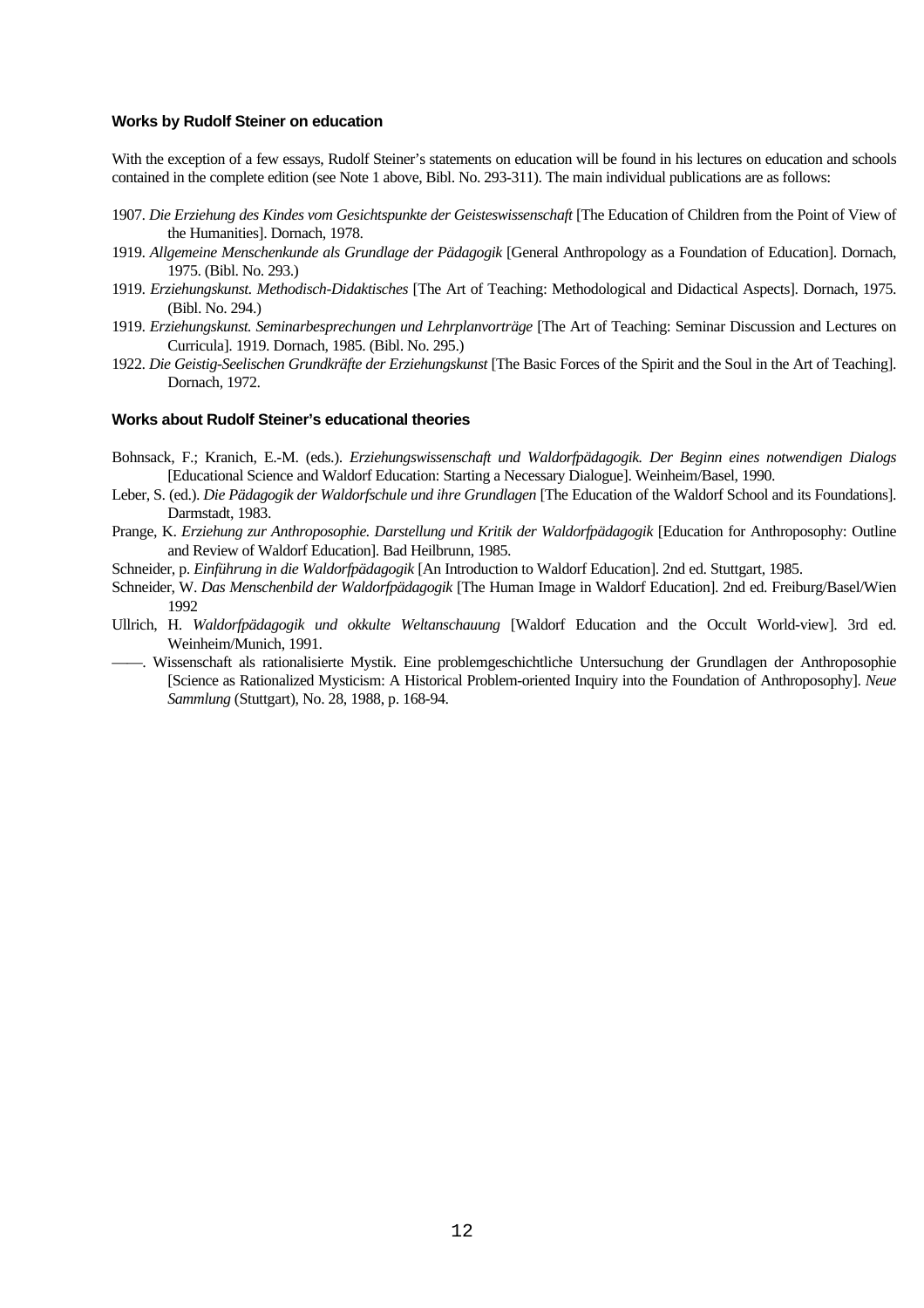### Works by Rudolf Steiner on education

With the exception of a few essays, Rudolf Steiner's statements on education will be found in his lectures on education and schools contained in the complete edition (see Note 1 above, Bibl. No. 293-311). The main individual publications are as follows:

1907. *Die Erziehung des Kindes vom Gesichtspunkte der Geisteswissenschaft* [The Education of Children from the Point of View of the Humanities]. Dornach, 1978.

1919. *Allgemeine Menschenkunde als Grundlage der Pädagogik* [General Anthropology as a Foundation of Education]. Dornach, 1975. (Bibl. No. 293.)

1919. *Erziehungskunst. Methodisch-Didaktisches* [The Art of Teaching: Methodological and Didactical Aspects]. Dornach, 1975. (Bibl. No. 294.)

1919. *Erziehungskunst. Seminarbesprechungen und Lehrplanvorträge* [The Art of Teaching: Seminar Discussion and Lectures on Curricula]. 1919. Dornach, 1985. (Bibl. No. 295.)

1922. *Die Geistig-Seelischen Grundkräfte der Erziehungskunst* [The Basic Forces of the Spirit and the Soul in the Art of Teaching]. Dornach, 1972.

### Works about Rudolf Steiner's educational theories

Bohnsack, F.; Kranich, E.-M. (eds.). *Erziehungswissenschaft und Waldorfpädagogik. Der Beginn eines notwendigen Dialogs* [Educational Science and Waldorf Education: Starting a Necessary Dialogue]. Weinheim/Basel, 1990.

Leber, S. (ed.). *Die Pädagogik der Waldorfschule und ihre Grundlagen* [The Education of the Waldorf School and its Foundations]. Darmstadt, 1983.

Prange, K. *Erziehung zur Anthroposophie. Darstellung und Kritik der Waldorfpädagogik* [Education for Anthroposophy: Outline and Review of Waldorf Education]. Bad Heilbrunn, 1985.

Schneider, p. *Einführung in die Waldorfpädagogik* [An Introduction to Waldorf Education]. 2nd ed. Stuttgart, 1985.

Schneider, W. *Das Menschenbild der Waldorfpädagogik* [The Human Image in Waldorf Education]. 2nd ed. Freiburg/Basel/Wien 1992

Ullrich, H. *Waldorfpädagogik und okkulte Weltanschauung* [Waldorf Education and the Occult World-view]. 3rd ed. Weinheim/Munich, 1991.

——. Wissenschaft als rationalisierte Mystik. Eine problemgeschichtliche Untersuchung der Grundlagen der Anthroposophie [Science as Rationalized Mysticism: A Historical Problem-oriented Inquiry into the Foundation of Anthroposophy]. *Neue Sammlung* (Stuttgart), No. 28, 1988, p. 168-94.